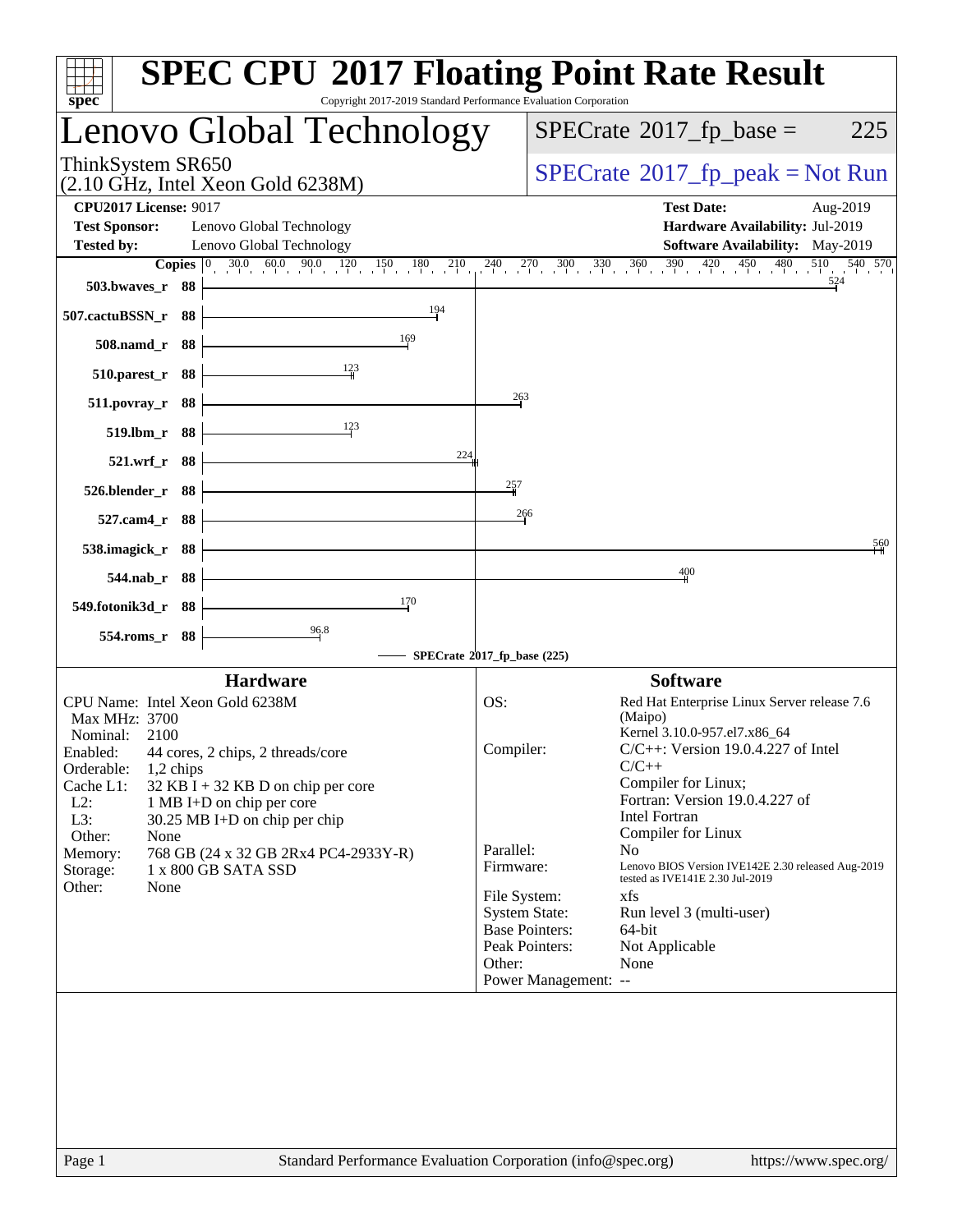# SPEC CPU 2017 Floating Point Rate Result

Copyright 2017-2019 Standard Performance Evaluation Corporation

## Lenovo Global Technology

ThinkSystem SR650
(2.10 GHz, Intel Xeon Gold 6238M)

SPECrate 2017_fp_base = 225

SPECrate 2017_fp_peak = Not Run

**CPU2017 License:** 9017
**Test Sponsor:** Lenovo Global Technology
**Tested by:** Lenovo Global Technology

**Test Date:** Aug-2019
**Hardware Availability:** Jul-2019
**Software Availability:** May-2019

| Benchmark | Copies | SPECrate 2017_fp_base |
|---|---|---|
| 503.bwaves_r | 88 | 524 |
| 507.cactuBSSN_r | 88 | 194 |
| 508.namd_r | 88 | 169 |
| 510.parest_r | 88 | 123 |
| 511.povray_r | 88 | 263 |
| 519.lbm_r | 88 | 123 |
| 521.wrf_r | 88 | 224 |
| 526.blender_r | 88 | 257 |
| 527.cam4_r | 88 | 266 |
| 538.imagick_r | 88 | 560 |
| 544.nab_r | 88 | 400 |
| 549.fotonik3d_r | 88 | 170 |
| 554.roms_r | 88 | 96.8 |

SPECrate 2017_fp_base (225)

### Hardware

| | |
|---|---|
| CPU Name: | Intel Xeon Gold 6238M |
| Max MHz: | 3700 |
| Nominal: | 2100 |
| Enabled: | 44 cores, 2 chips, 2 threads/core |
| Orderable: | 1,2 chips |
| Cache L1: | 32 KB I + 32 KB D on chip per core |
| L2: | 1 MB I+D on chip per core |
| L3: | 30.25 MB I+D on chip per chip |
| Other: | None |
| Memory: | 768 GB (24 x 32 GB 2Rx4 PC4-2933Y-R) |
| Storage: | 1 x 800 GB SATA SSD |
| Other: | None |

### Software

| | |
|---|---|
| OS: | Red Hat Enterprise Linux Server release 7.6 (Maipo) Kernel 3.10.0-957.el7.x86_64 |
| Compiler: | C/C++: Version 19.0.4.227 of Intel C/C++ Compiler for Linux; Fortran: Version 19.0.4.227 of Intel Fortran Compiler for Linux |
| Parallel: | No |
| Firmware: | Lenovo BIOS Version IVE142E 2.30 released Aug-2019 tested as IVE141E 2.30 Jul-2019 |
| File System: | xfs |
| System State: | Run level 3 (multi-user) |
| Base Pointers: | 64-bit |
| Peak Pointers: | Not Applicable |
| Other: | None |
| Power Management: | -- |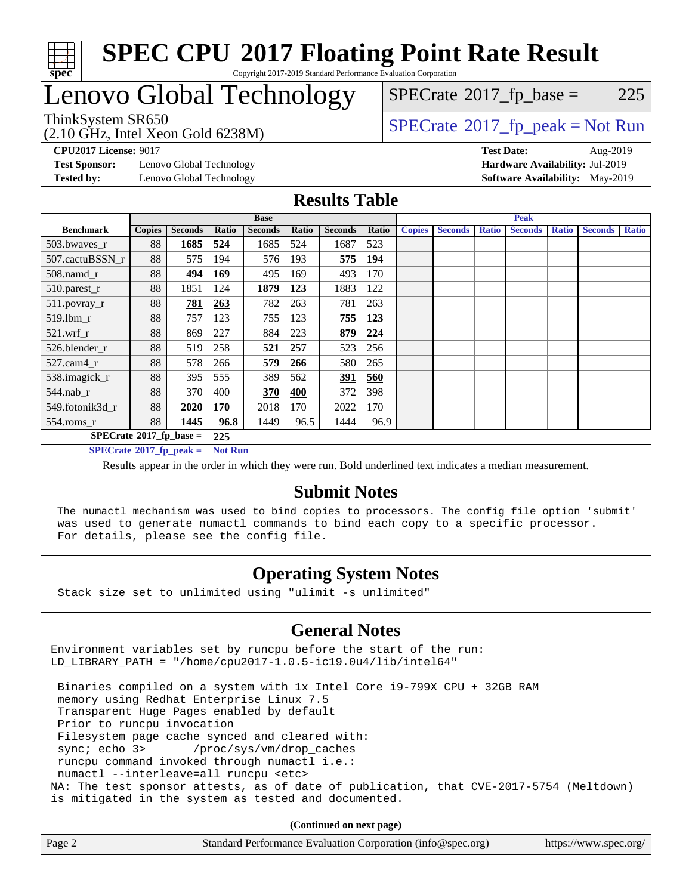# SPEC CPU 2017 Floating Point Rate Result

Copyright 2017-2019 Standard Performance Evaluation Corporation

# Lenovo Global Technology

ThinkSystem SR650
(2.10 GHz, Intel Xeon Gold 6238M)

SPECrate 2017_fp_base = 225

SPECrate 2017_fp_peak = Not Run

**CPU2017 License:** 9017
**Test Sponsor:** Lenovo Global Technology
**Tested by:** Lenovo Global Technology

**Test Date:** Aug-2019
**Hardware Availability:** Jul-2019
**Software Availability:** May-2019

## Results Table

| | Base | | | | | | | Peak | | | | | | |
|---|---|---|---|---|---|---|---|---|---|---|---|---|---|---|
| **Benchmark** | **Copies** | **Seconds** | **Ratio** | **Seconds** | **Ratio** | **Seconds** | **Ratio** | **Copies** | **Seconds** | **Ratio** | **Seconds** | **Ratio** | **Seconds** | **Ratio** |
| 503.bwaves_r | 88 | **1685** | **524** | 1685 | 524 | 1687 | 523 | | | | | | | |
| 507.cactuBSSN_r | 88 | 575 | 194 | 576 | 193 | **575** | **194** | | | | | | | |
| 508.namd_r | 88 | **494** | **169** | 495 | 169 | 493 | 170 | | | | | | | |
| 510.parest_r | 88 | 1851 | 124 | **1879** | **123** | 1883 | 122 | | | | | | | |
| 511.povray_r | 88 | **781** | **263** | 782 | 263 | 781 | 263 | | | | | | | |
| 519.lbm_r | 88 | 757 | 123 | 755 | 123 | **755** | **123** | | | | | | | |
| 521.wrf_r | 88 | 869 | 227 | 884 | 223 | **879** | **224** | | | | | | | |
| 526.blender_r | 88 | 519 | 258 | **521** | **257** | 523 | 256 | | | | | | | |
| 527.cam4_r | 88 | 578 | 266 | **579** | **266** | 580 | 265 | | | | | | | |
| 538.imagick_r | 88 | 395 | 555 | 389 | 562 | **391** | **560** | | | | | | | |
| 544.nab_r | 88 | 370 | 400 | **370** | **400** | 372 | 398 | | | | | | | |
| 549.fotonik3d_r | 88 | **2020** | **170** | 2018 | 170 | 2022 | 170 | | | | | | | |
| 554.roms_r | 88 | **1445** | **96.8** | 1449 | 96.5 | 1444 | 96.9 | | | | | | | |

**SPECrate 2017_fp_base = 225**

**SPECrate 2017_fp_peak = Not Run**

Results appear in the order in which they were run. Bold underlined text indicates a median measurement.

## Submit Notes

```
The numactl mechanism was used to bind copies to processors. The config file option 'submit'
was used to generate numactl commands to bind each copy to a specific processor.
For details, please see the config file.
```

## Operating System Notes

```
Stack size set to unlimited using "ulimit -s unlimited"
```

## General Notes

```
Environment variables set by runcpu before the start of the run:
LD_LIBRARY_PATH = "/home/cpu2017-1.0.5-ic19.0u4/lib/intel64"

 Binaries compiled on a system with 1x Intel Core i9-799X CPU + 32GB RAM
 memory using Redhat Enterprise Linux 7.5
 Transparent Huge Pages enabled by default
 Prior to runcpu invocation
 Filesystem page cache synced and cleared with:
 sync; echo 3>       /proc/sys/vm/drop_caches
 runcpu command invoked through numactl i.e.:
 numactl --interleave=all runcpu <etc>
NA: The test sponsor attests, as of date of publication, that CVE-2017-5754 (Meltdown)
is mitigated in the system as tested and documented.
```

**(Continued on next page)**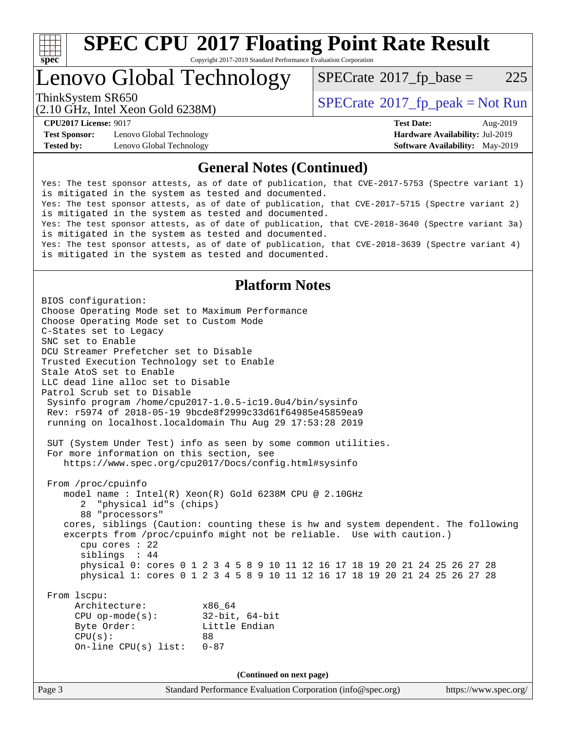# SPEC CPU 2017 Floating Point Rate Result

Copyright 2017-2019 Standard Performance Evaluation Corporation

## Lenovo Global Technology

ThinkSystem SR650
(2.10 GHz, Intel Xeon Gold 6238M)

SPECrate 2017_fp_base = 225

SPECrate 2017_fp_peak = Not Run

**CPU2017 License:** 9017
**Test Sponsor:** Lenovo Global Technology
**Tested by:** Lenovo Global Technology

**Test Date:** Aug-2019
**Hardware Availability:** Jul-2019
**Software Availability:** May-2019

### General Notes (Continued)

```
Yes: The test sponsor attests, as of date of publication, that CVE-2017-5753 (Spectre variant 1)
is mitigated in the system as tested and documented.
Yes: The test sponsor attests, as of date of publication, that CVE-2017-5715 (Spectre variant 2)
is mitigated in the system as tested and documented.
Yes: The test sponsor attests, as of date of publication, that CVE-2018-3640 (Spectre variant 3a)
is mitigated in the system as tested and documented.
Yes: The test sponsor attests, as of date of publication, that CVE-2018-3639 (Spectre variant 4)
is mitigated in the system as tested and documented.
```

### Platform Notes

```
BIOS configuration:
Choose Operating Mode set to Maximum Performance
Choose Operating Mode set to Custom Mode
C-States set to Legacy
SNC set to Enable
DCU Streamer Prefetcher set to Disable
Trusted Execution Technology set to Enable
Stale AtoS set to Enable
LLC dead line alloc set to Disable
Patrol Scrub set to Disable
 Sysinfo program /home/cpu2017-1.0.5-ic19.0u4/bin/sysinfo
 Rev: r5974 of 2018-05-19 9bcde8f2999c33d61f64985e45859ea9
 running on localhost.localdomain Thu Aug 29 17:53:28 2019

 SUT (System Under Test) info as seen by some common utilities.
 For more information on this section, see
    https://www.spec.org/cpu2017/Docs/config.html#sysinfo

 From /proc/cpuinfo
    model name : Intel(R) Xeon(R) Gold 6238M CPU @ 2.10GHz
       2  "physical id"s (chips)
       88 "processors"
    cores, siblings (Caution: counting these is hw and system dependent. The following
    excerpts from /proc/cpuinfo might not be reliable.  Use with caution.)
       cpu cores : 22
       siblings  : 44
       physical 0: cores 0 1 2 3 4 5 8 9 10 11 12 16 17 18 19 20 21 24 25 26 27 28
       physical 1: cores 0 1 2 3 4 5 8 9 10 11 12 16 17 18 19 20 21 24 25 26 27 28

 From lscpu:
      Architecture:          x86_64
      CPU op-mode(s):        32-bit, 64-bit
      Byte Order:            Little Endian
      CPU(s):                88
      On-line CPU(s) list:   0-87
```

(Continued on next page)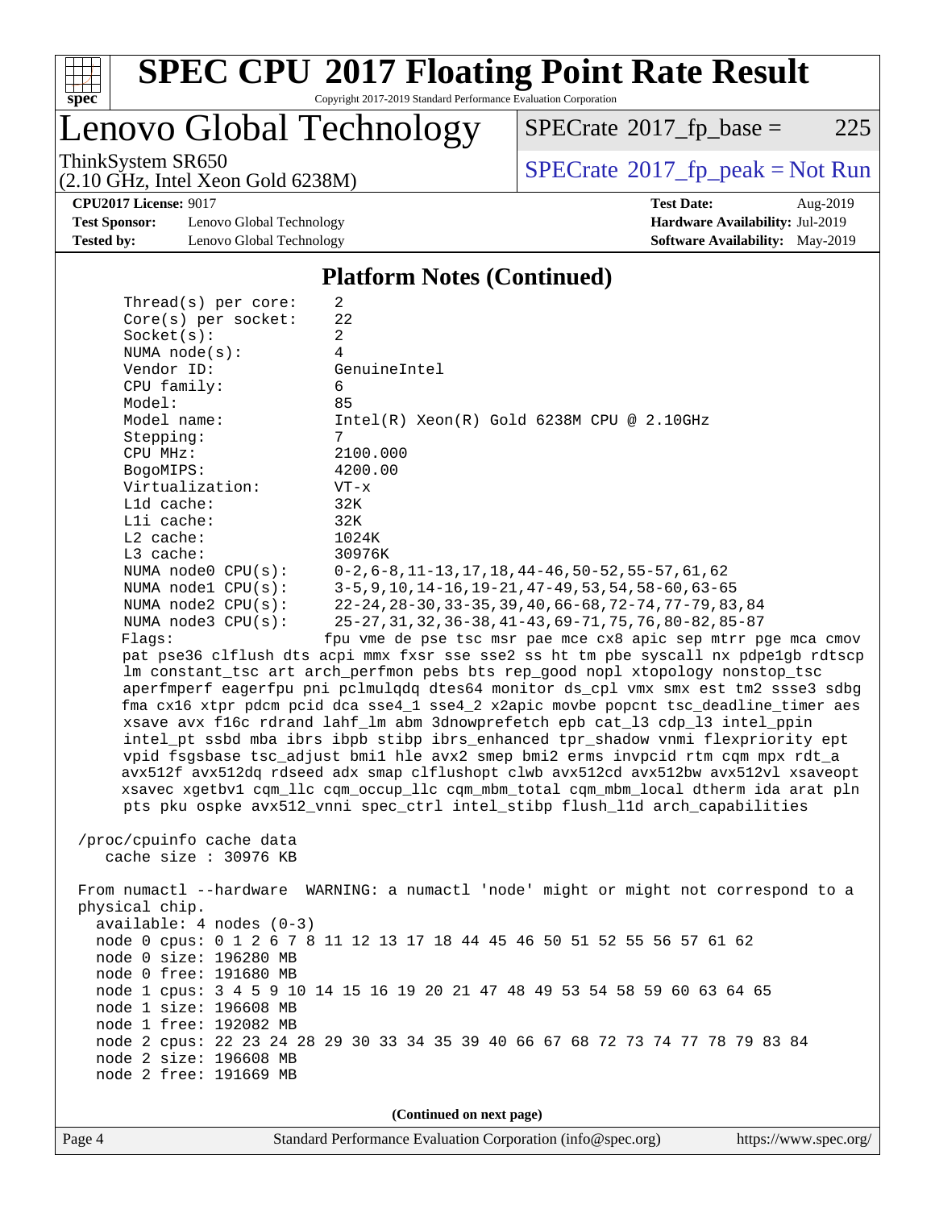## Platform Notes (Continued)

```
     Thread(s) per core:    2
     Core(s) per socket:    22
     Socket(s):             2
     NUMA node(s):          4
     Vendor ID:             GenuineIntel
     CPU family:            6
     Model:                 85
     Model name:            Intel(R) Xeon(R) Gold 6238M CPU @ 2.10GHz
     Stepping:              7
     CPU MHz:               2100.000
     BogoMIPS:              4200.00
     Virtualization:        VT-x
     L1d cache:             32K
     L1i cache:             32K
     L2 cache:              1024K
     L3 cache:              30976K
     NUMA node0 CPU(s):     0-2,6-8,11-13,17,18,44-46,50-52,55-57,61,62
     NUMA node1 CPU(s):     3-5,9,10,14-16,19-21,47-49,53,54,58-60,63-65
     NUMA node2 CPU(s):     22-24,28-30,33-35,39,40,66-68,72-74,77-79,83,84
     NUMA node3 CPU(s):     25-27,31,32,36-38,41-43,69-71,75,76,80-82,85-87
     Flags:                 fpu vme de pse tsc msr pae mce cx8 apic sep mtrr pge mca cmov
     pat pse36 clflush dts acpi mmx fxsr sse sse2 ss ht tm pbe syscall nx pdpe1gb rdtscp
     lm constant_tsc art arch_perfmon pebs bts rep_good nopl xtopology nonstop_tsc
     aperfmperf eagerfpu pni pclmulqdq dtes64 monitor ds_cpl vmx smx est tm2 ssse3 sdbg
     fma cx16 xtpr pdcm pcid dca sse4_1 sse4_2 x2apic movbe popcnt tsc_deadline_timer aes
     xsave avx f16c rdrand lahf_lm abm 3dnowprefetch epb cat_l3 cdp_l3 intel_ppin
     intel_pt ssbd mba ibrs ibpb stibp ibrs_enhanced tpr_shadow vnmi flexpriority ept
     vpid fsgsbase tsc_adjust bmi1 hle avx2 smep bmi2 erms invpcid rtm cqm mpx rdt_a
     avx512f avx512dq rdseed adx smap clflushopt clwb avx512cd avx512bw avx512vl xsaveopt
     xsavec xgetbv1 cqm_llc cqm_occup_llc cqm_mbm_total cqm_mbm_local dtherm ida arat pln
     pts pku ospke avx512_vnni spec_ctrl intel_stibp flush_l1d arch_capabilities

 /proc/cpuinfo cache data
    cache size : 30976 KB

 From numactl --hardware  WARNING: a numactl 'node' might or might not correspond to a
 physical chip.
   available: 4 nodes (0-3)
   node 0 cpus: 0 1 2 6 7 8 11 12 13 17 18 44 45 46 50 51 52 55 56 57 61 62
   node 0 size: 196280 MB
   node 0 free: 191680 MB
   node 1 cpus: 3 4 5 9 10 14 15 16 19 20 21 47 48 49 53 54 58 59 60 63 64 65
   node 1 size: 196608 MB
   node 1 free: 192082 MB
   node 2 cpus: 22 23 24 28 29 30 33 34 35 39 40 66 67 68 72 73 74 77 78 79 83 84
   node 2 size: 196608 MB
   node 2 free: 191669 MB
```

(Continued on next page)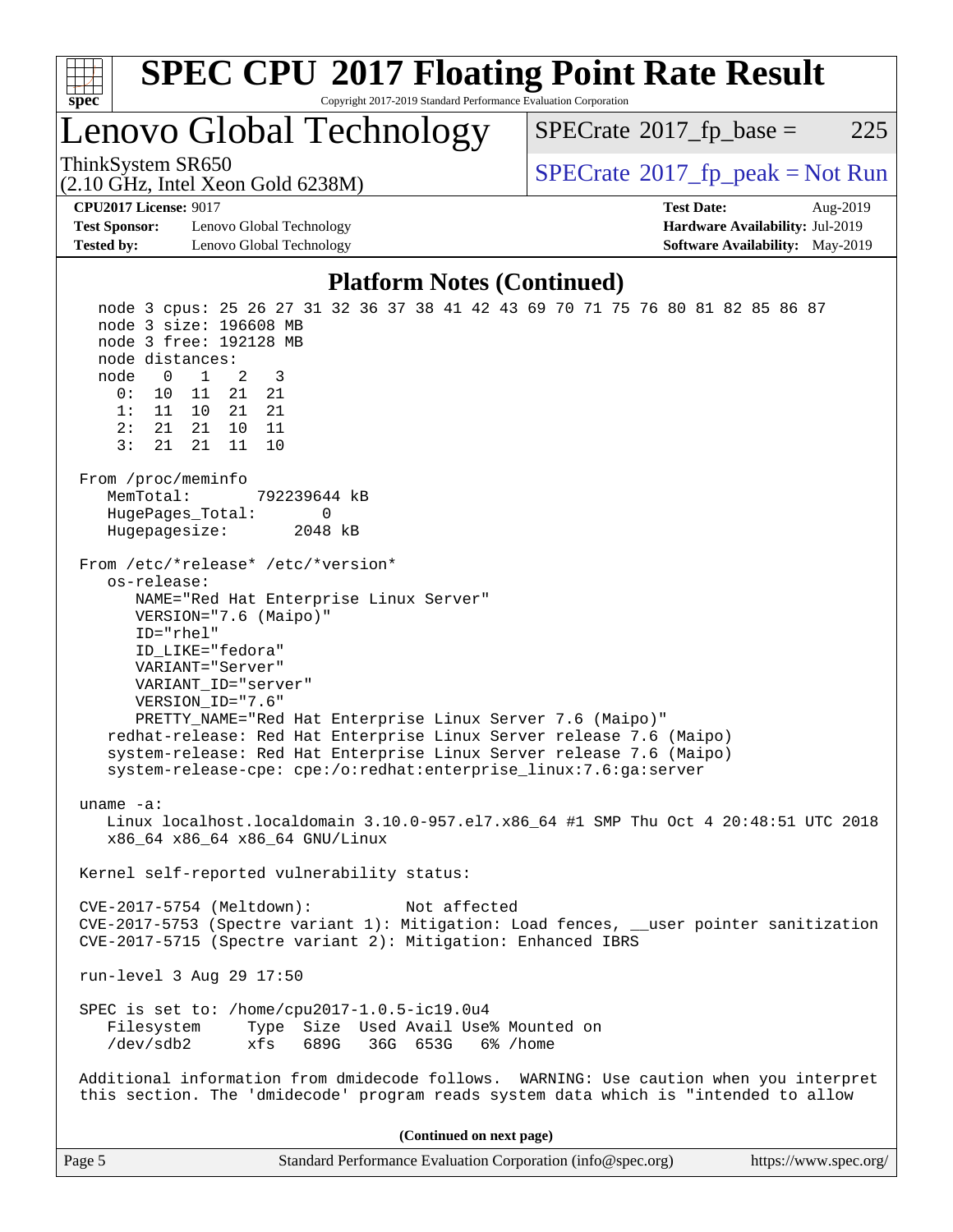## Platform Notes (Continued)

```
  node 3 cpus: 25 26 27 31 32 36 37 38 41 42 43 69 70 71 75 76 80 81 82 85 86 87
  node 3 size: 196608 MB
  node 3 free: 192128 MB
  node distances:
  node   0   1   2   3
    0:  10  11  21  21
    1:  11  10  21  21
    2:  21  21  10  11
    3:  21  21  11  10

From /proc/meminfo
   MemTotal:       792239644 kB
   HugePages_Total:       0
   Hugepagesize:       2048 kB

From /etc/*release* /etc/*version*
   os-release:
      NAME="Red Hat Enterprise Linux Server"
      VERSION="7.6 (Maipo)"
      ID="rhel"
      ID_LIKE="fedora"
      VARIANT="Server"
      VARIANT_ID="server"
      VERSION_ID="7.6"
      PRETTY_NAME="Red Hat Enterprise Linux Server 7.6 (Maipo)"
   redhat-release: Red Hat Enterprise Linux Server release 7.6 (Maipo)
   system-release: Red Hat Enterprise Linux Server release 7.6 (Maipo)
   system-release-cpe: cpe:/o:redhat:enterprise_linux:7.6:ga:server

uname -a:
   Linux localhost.localdomain 3.10.0-957.el7.x86_64 #1 SMP Thu Oct 4 20:48:51 UTC 2018
   x86_64 x86_64 x86_64 GNU/Linux

Kernel self-reported vulnerability status:

CVE-2017-5754 (Meltdown):          Not affected
CVE-2017-5753 (Spectre variant 1): Mitigation: Load fences, __user pointer sanitization
CVE-2017-5715 (Spectre variant 2): Mitigation: Enhanced IBRS

run-level 3 Aug 29 17:50

SPEC is set to: /home/cpu2017-1.0.5-ic19.0u4
   Filesystem     Type  Size  Used Avail Use% Mounted on
   /dev/sdb2      xfs   689G   36G  653G   6% /home

Additional information from dmidecode follows.  WARNING: Use caution when you interpret
this section. The 'dmidecode' program reads system data which is "intended to allow
```

**(Continued on next page)**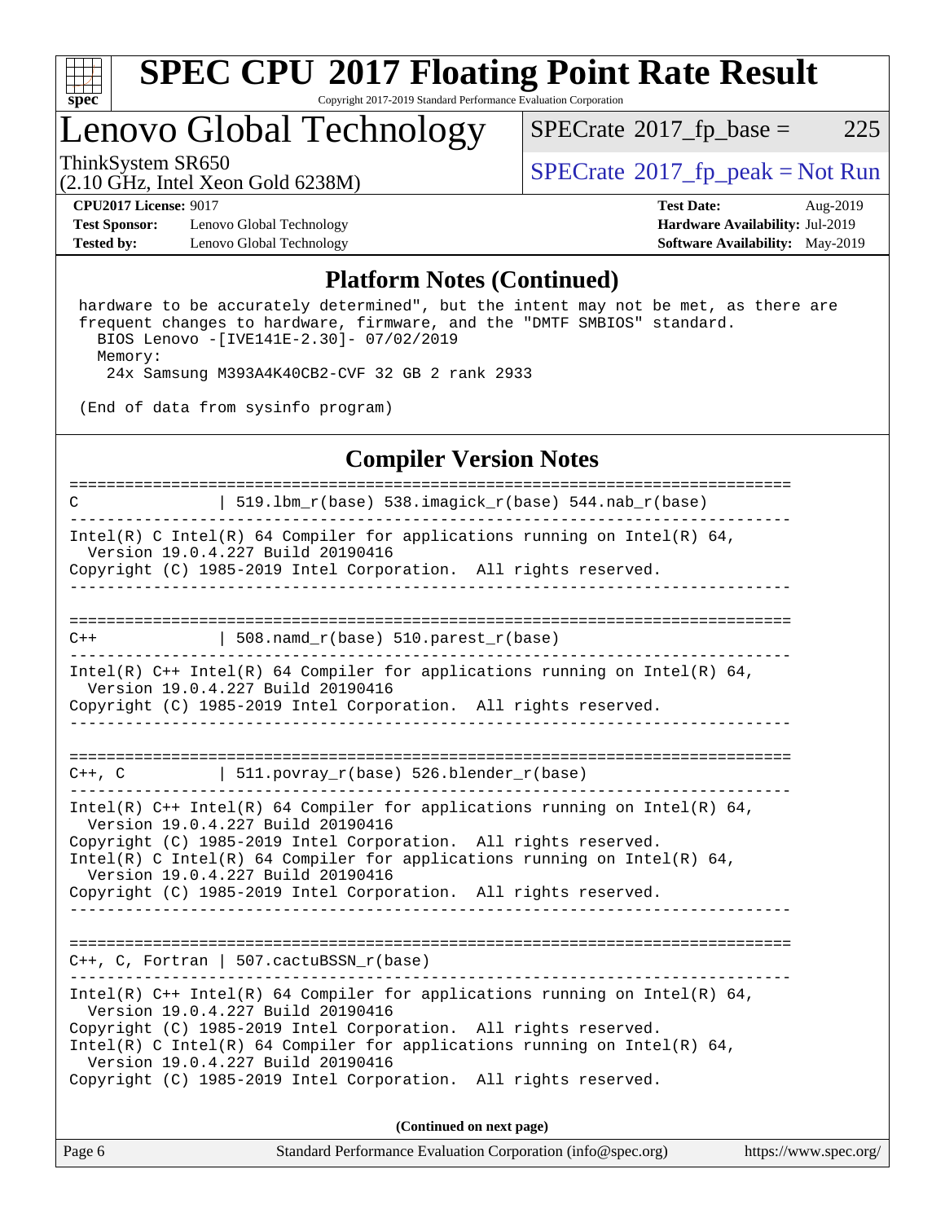## Platform Notes (Continued)

```
 hardware to be accurately determined", but the intent may not be met, as there are
 frequent changes to hardware, firmware, and the "DMTF SMBIOS" standard.
   BIOS Lenovo -[IVE141E-2.30]- 07/02/2019
   Memory:
     24x Samsung M393A4K40CB2-CVF 32 GB 2 rank 2933

 (End of data from sysinfo program)
```

## Compiler Version Notes

```
==============================================================================
C               | 519.lbm_r(base) 538.imagick_r(base) 544.nab_r(base)
------------------------------------------------------------------------------
Intel(R) C Intel(R) 64 Compiler for applications running on Intel(R) 64,
  Version 19.0.4.227 Build 20190416
Copyright (C) 1985-2019 Intel Corporation.  All rights reserved.
------------------------------------------------------------------------------

==============================================================================
C++             | 508.namd_r(base) 510.parest_r(base)
------------------------------------------------------------------------------
Intel(R) C++ Intel(R) 64 Compiler for applications running on Intel(R) 64,
  Version 19.0.4.227 Build 20190416
Copyright (C) 1985-2019 Intel Corporation.  All rights reserved.
------------------------------------------------------------------------------

==============================================================================
C++, C          | 511.povray_r(base) 526.blender_r(base)
------------------------------------------------------------------------------
Intel(R) C++ Intel(R) 64 Compiler for applications running on Intel(R) 64,
  Version 19.0.4.227 Build 20190416
Copyright (C) 1985-2019 Intel Corporation.  All rights reserved.
Intel(R) C Intel(R) 64 Compiler for applications running on Intel(R) 64,
  Version 19.0.4.227 Build 20190416
Copyright (C) 1985-2019 Intel Corporation.  All rights reserved.
------------------------------------------------------------------------------

==============================================================================
C++, C, Fortran | 507.cactuBSSN_r(base)
------------------------------------------------------------------------------
Intel(R) C++ Intel(R) 64 Compiler for applications running on Intel(R) 64,
  Version 19.0.4.227 Build 20190416
Copyright (C) 1985-2019 Intel Corporation.  All rights reserved.
Intel(R) C Intel(R) 64 Compiler for applications running on Intel(R) 64,
  Version 19.0.4.227 Build 20190416
Copyright (C) 1985-2019 Intel Corporation.  All rights reserved.
```

**(Continued on next page)**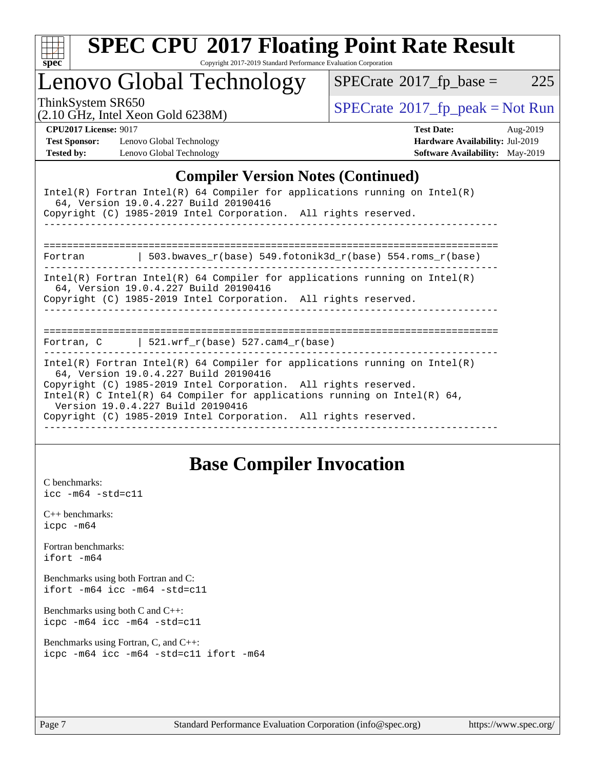# SPEC CPU 2017 Floating Point Rate Result

Copyright 2017-2019 Standard Performance Evaluation Corporation

## Lenovo Global Technology

ThinkSystem SR650
(2.10 GHz, Intel Xeon Gold 6238M)

SPECrate 2017_fp_base = 225

SPECrate 2017_fp_peak = Not Run

**CPU2017 License:** 9017
**Test Sponsor:** Lenovo Global Technology
**Tested by:** Lenovo Global Technology

**Test Date:** Aug-2019
**Hardware Availability:** Jul-2019
**Software Availability:** May-2019

## Compiler Version Notes (Continued)

```
Intel(R) Fortran Intel(R) 64 Compiler for applications running on Intel(R)
  64, Version 19.0.4.227 Build 20190416
Copyright (C) 1985-2019 Intel Corporation.  All rights reserved.
------------------------------------------------------------------------------

==============================================================================
Fortran         | 503.bwaves_r(base) 549.fotonik3d_r(base) 554.roms_r(base)
------------------------------------------------------------------------------
Intel(R) Fortran Intel(R) 64 Compiler for applications running on Intel(R)
  64, Version 19.0.4.227 Build 20190416
Copyright (C) 1985-2019 Intel Corporation.  All rights reserved.
------------------------------------------------------------------------------

==============================================================================
Fortran, C      | 521.wrf_r(base) 527.cam4_r(base)
------------------------------------------------------------------------------
Intel(R) Fortran Intel(R) 64 Compiler for applications running on Intel(R)
  64, Version 19.0.4.227 Build 20190416
Copyright (C) 1985-2019 Intel Corporation.  All rights reserved.
Intel(R) C Intel(R) 64 Compiler for applications running on Intel(R) 64,
  Version 19.0.4.227 Build 20190416
Copyright (C) 1985-2019 Intel Corporation.  All rights reserved.
------------------------------------------------------------------------------
```

## Base Compiler Invocation

C benchmarks:
`icc -m64 -std=c11`

C++ benchmarks:
`icpc -m64`

Fortran benchmarks:
`ifort -m64`

Benchmarks using both Fortran and C:
`ifort -m64 icc -m64 -std=c11`

Benchmarks using both C and C++:
`icpc -m64 icc -m64 -std=c11`

Benchmarks using Fortran, C, and C++:
`icpc -m64 icc -m64 -std=c11 ifort -m64`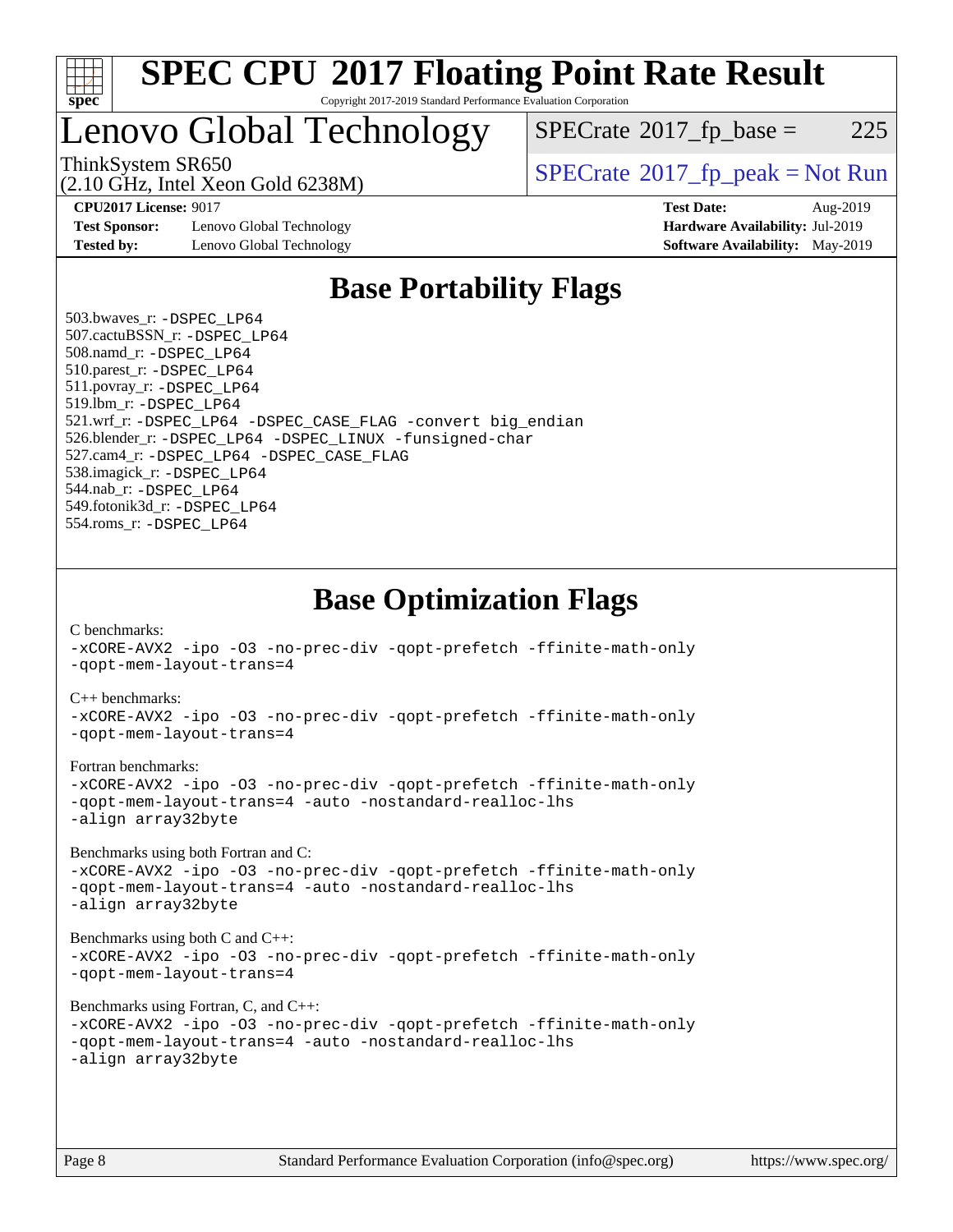# SPEC CPU 2017 Floating Point Rate Result

Copyright 2017-2019 Standard Performance Evaluation Corporation

# Lenovo Global Technology

ThinkSystem SR650
(2.10 GHz, Intel Xeon Gold 6238M)

SPECrate 2017_fp_base = 225

SPECrate 2017_fp_peak = Not Run

**CPU2017 License:** 9017
**Test Sponsor:** Lenovo Global Technology
**Tested by:** Lenovo Global Technology

**Test Date:** Aug-2019
**Hardware Availability:** Jul-2019
**Software Availability:** May-2019

## Base Portability Flags

503.bwaves_r: -DSPEC_LP64
507.cactuBSSN_r: -DSPEC_LP64
508.namd_r: -DSPEC_LP64
510.parest_r: -DSPEC_LP64
511.povray_r: -DSPEC_LP64
519.lbm_r: -DSPEC_LP64
521.wrf_r: -DSPEC_LP64 -DSPEC_CASE_FLAG -convert big_endian
526.blender_r: -DSPEC_LP64 -DSPEC_LINUX -funsigned-char
527.cam4_r: -DSPEC_LP64 -DSPEC_CASE_FLAG
538.imagick_r: -DSPEC_LP64
544.nab_r: -DSPEC_LP64
549.fotonik3d_r: -DSPEC_LP64
554.roms_r: -DSPEC_LP64

## Base Optimization Flags

C benchmarks:
-xCORE-AVX2 -ipo -O3 -no-prec-div -qopt-prefetch -ffinite-math-only
-qopt-mem-layout-trans=4

C++ benchmarks:
-xCORE-AVX2 -ipo -O3 -no-prec-div -qopt-prefetch -ffinite-math-only
-qopt-mem-layout-trans=4

Fortran benchmarks:
-xCORE-AVX2 -ipo -O3 -no-prec-div -qopt-prefetch -ffinite-math-only
-qopt-mem-layout-trans=4 -auto -nostandard-realloc-lhs
-align array32byte

Benchmarks using both Fortran and C:
-xCORE-AVX2 -ipo -O3 -no-prec-div -qopt-prefetch -ffinite-math-only
-qopt-mem-layout-trans=4 -auto -nostandard-realloc-lhs
-align array32byte

Benchmarks using both C and C++:
-xCORE-AVX2 -ipo -O3 -no-prec-div -qopt-prefetch -ffinite-math-only
-qopt-mem-layout-trans=4

Benchmarks using Fortran, C, and C++:
-xCORE-AVX2 -ipo -O3 -no-prec-div -qopt-prefetch -ffinite-math-only
-qopt-mem-layout-trans=4 -auto -nostandard-realloc-lhs
-align array32byte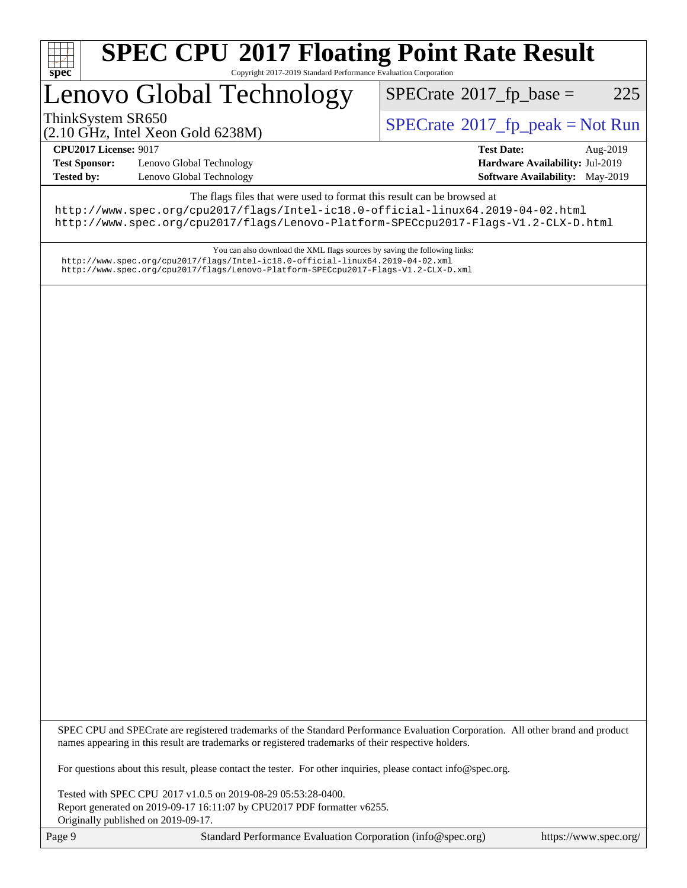The flags files that were used to format this result can be browsed at

http://www.spec.org/cpu2017/flags/Intel-ic18.0-official-linux64.2019-04-02.html
http://www.spec.org/cpu2017/flags/Lenovo-Platform-SPECcpu2017-Flags-V1.2-CLX-D.html

You can also download the XML flags sources by saving the following links:

http://www.spec.org/cpu2017/flags/Intel-ic18.0-official-linux64.2019-04-02.xml
http://www.spec.org/cpu2017/flags/Lenovo-Platform-SPECcpu2017-Flags-V1.2-CLX-D.xml

SPEC CPU and SPECrate are registered trademarks of the Standard Performance Evaluation Corporation. All other brand and product names appearing in this result are trademarks or registered trademarks of their respective holders.

For questions about this result, please contact the tester. For other inquiries, please contact info@spec.org.

Tested with SPEC CPU 2017 v1.0.5 on 2019-08-29 05:53:28-0400.
Report generated on 2019-09-17 16:11:07 by CPU2017 PDF formatter v6255.
Originally published on 2019-09-17.